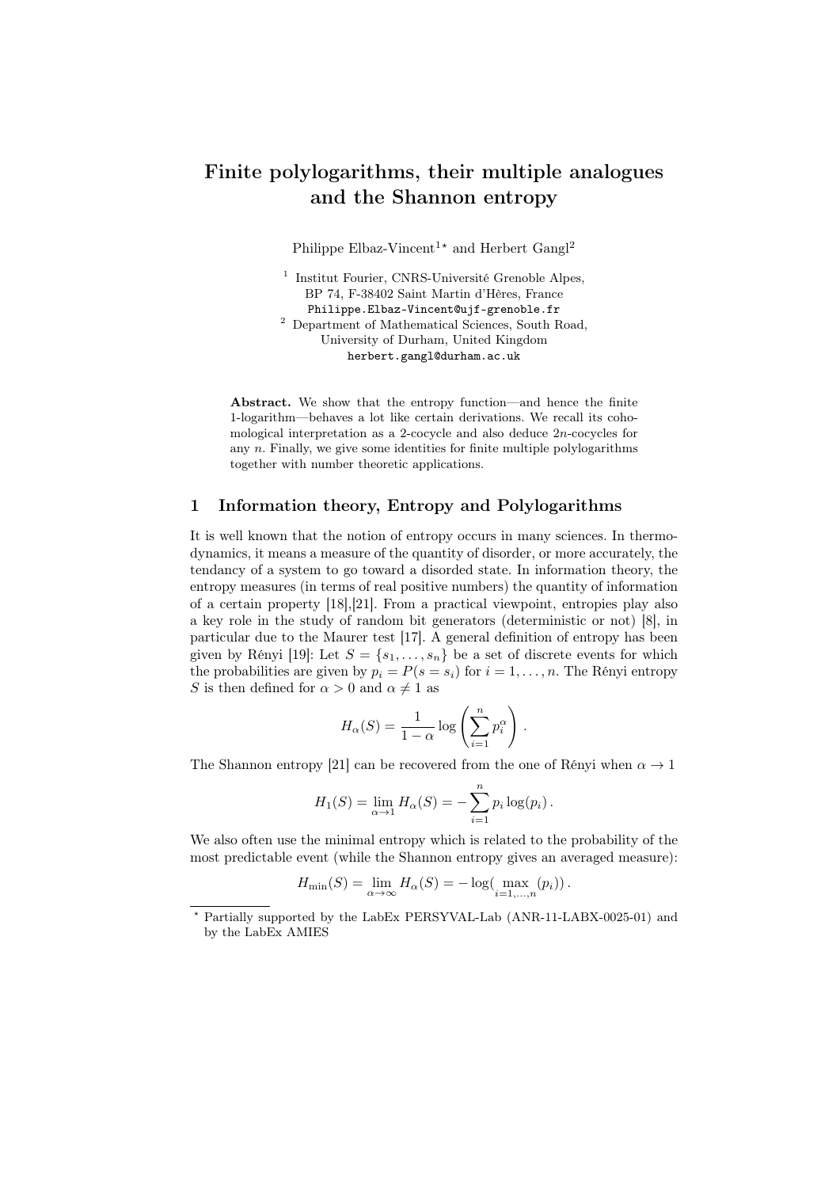# Finite polylogarithms, their multiple analogues and the Shannon entropy

Philippe Elbaz-Vincent[1]* and Herbert Gangl[2]

[1] Institut Fourier, CNRS-Université Grenoble Alpes, BP 74, F-38402 Saint Martin d'Hères, France
Philippe.Elbaz-Vincent@ujf-grenoble.fr

[2] Department of Mathematical Sciences, South Road, University of Durham, United Kingdom
herbert.gangl@durham.ac.uk

**Abstract.** We show that the entropy function—and hence the finite 1-logarithm—behaves a lot like certain derivations. We recall its cohomological interpretation as a 2-cocycle and also deduce $2n$-cocycles for any $n$. Finally, we give some identities for finite multiple polylogarithms together with number theoretic applications.

## 1 Information theory, Entropy and Polylogarithms

It is well known that the notion of entropy occurs in many sciences. In thermodynamics, it means a measure of the quantity of disorder, or more accurately, the tendancy of a system to go toward a disorded state. In information theory, the entropy measures (in terms of real positive numbers) the quantity of information of a certain property [18],[21]. From a practical viewpoint, entropies play also a key role in the study of random bit generators (deterministic or not) [8], in particular due to the Maurer test [17]. A general definition of entropy has been given by Rényi [19]: Let $S = \{s_1, \ldots, s_n\}$ be a set of discrete events for which the probabilities are given by $p_i = P(s = s_i)$ for $i = 1, \ldots, n$. The Rényi entropy $S$ is then defined for $\alpha > 0$ and $\alpha \neq 1$ as

$$H_\alpha(S) = \frac{1}{1-\alpha} \log \left( \sum_{i=1}^{n} p_i^\alpha \right).$$

The Shannon entropy [21] can be recovered from the one of Rényi when $\alpha \to 1$

$$H_1(S) = \lim_{\alpha \to 1} H_\alpha(S) = -\sum_{i=1}^{n} p_i \log(p_i).$$

We also often use the minimal entropy which is related to the probability of the most predictable event (while the Shannon entropy gives an averaged measure):

$$H_{\min}(S) = \lim_{\alpha \to \infty} H_\alpha(S) = -\log(\max_{i=1,\ldots,n}(p_i)).$$

* Partially supported by the LabEx PERSYVAL-Lab (ANR-11-LABX-0025-01) and by the LabEx AMIES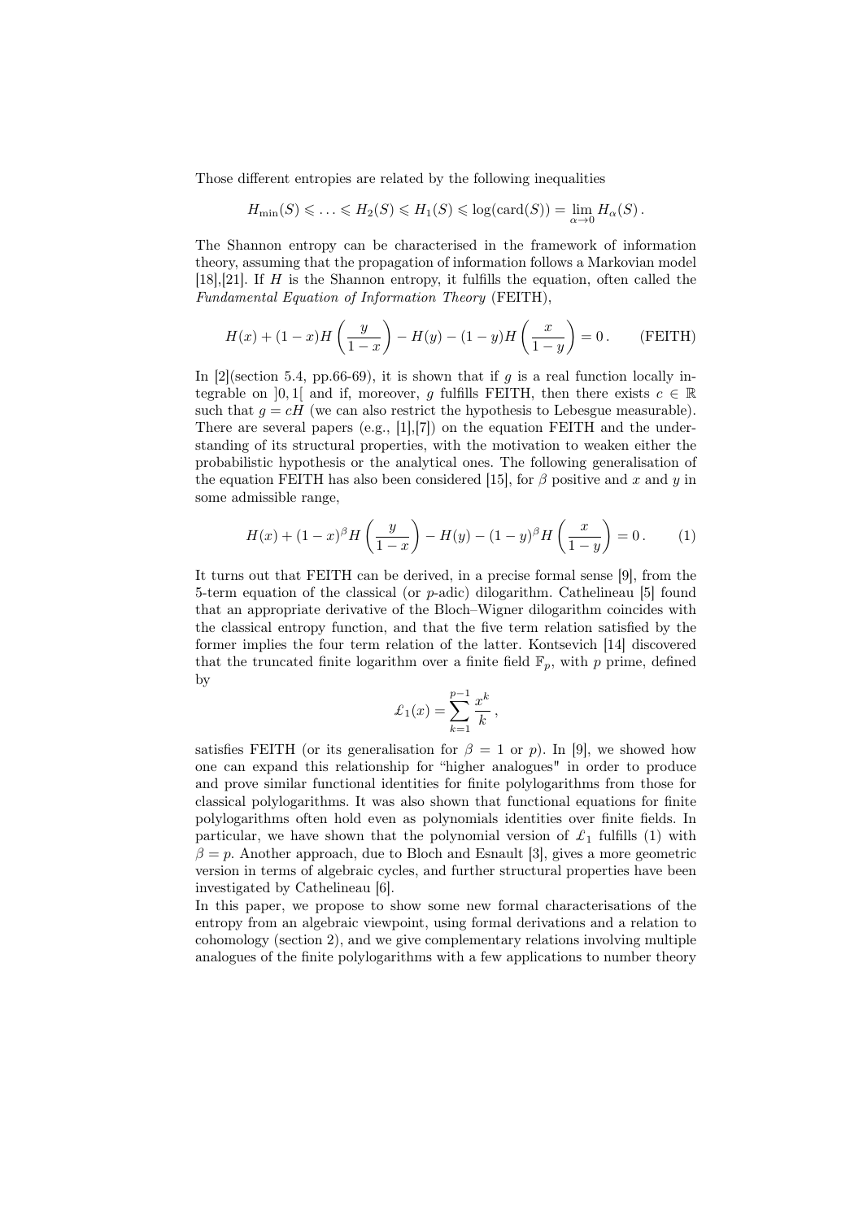Those different entropies are related by the following inequalities

$$H_{\min}(S) \leqslant \ldots \leqslant H_2(S) \leqslant H_1(S) \leqslant \log(\mathrm{card}(S)) = \lim_{\alpha \to 0} H_\alpha(S)\,.$$

The Shannon entropy can be characterised in the framework of information theory, assuming that the propagation of information follows a Markovian model [18],[21]. If $H$ is the Shannon entropy, it fulfills the equation, often called the *Fundamental Equation of Information Theory* (FEITH),

$$H(x) + (1-x)H\left(\frac{y}{1-x}\right) - H(y) - (1-y)H\left(\frac{x}{1-y}\right) = 0\,. \qquad \text{(FEITH)}$$

In [2](section 5.4, pp.66-69), it is shown that if $g$ is a real function locally integrable on $]0,1[$ and if, moreover, $g$ fulfills FEITH, then there exists $c \in \mathbb{R}$ such that $g = cH$ (we can also restrict the hypothesis to Lebesgue measurable). There are several papers (e.g., [1],[7]) on the equation FEITH and the understanding of its structural properties, with the motivation to weaken either the probabilistic hypothesis or the analytical ones. The following generalisation of the equation FEITH has also been considered [15], for $\beta$ positive and $x$ and $y$ in some admissible range,

$$H(x) + (1-x)^\beta H\left(\frac{y}{1-x}\right) - H(y) - (1-y)^\beta H\left(\frac{x}{1-y}\right) = 0\,. \qquad (1)$$

It turns out that FEITH can be derived, in a precise formal sense [9], from the 5-term equation of the classical (or $p$-adic) dilogarithm. Cathelineau [5] found that an appropriate derivative of the Bloch–Wigner dilogarithm coincides with the classical entropy function, and that the five term relation satisfied by the former implies the four term relation of the latter. Kontsevich [14] discovered that the truncated finite logarithm over a finite field $\mathbb{F}_p$, with $p$ prime, defined by

$$\pounds_1(x) = \sum_{k=1}^{p-1} \frac{x^k}{k}\,,$$

satisfies FEITH (or its generalisation for $\beta = 1$ or $p$). In [9], we showed how one can expand this relationship for "higher analogues" in order to produce and prove similar functional identities for finite polylogarithms from those for classical polylogarithms. It was also shown that functional equations for finite polylogarithms often hold even as polynomials identities over finite fields. In particular, we have shown that the polynomial version of $\pounds_1$ fulfills (1) with $\beta = p$. Another approach, due to Bloch and Esnault [3], gives a more geometric version in terms of algebraic cycles, and further structural properties have been investigated by Cathelineau [6].

In this paper, we propose to show some new formal characterisations of the entropy from an algebraic viewpoint, using formal derivations and a relation to cohomology (section 2), and we give complementary relations involving multiple analogues of the finite polylogarithms with a few applications to number theory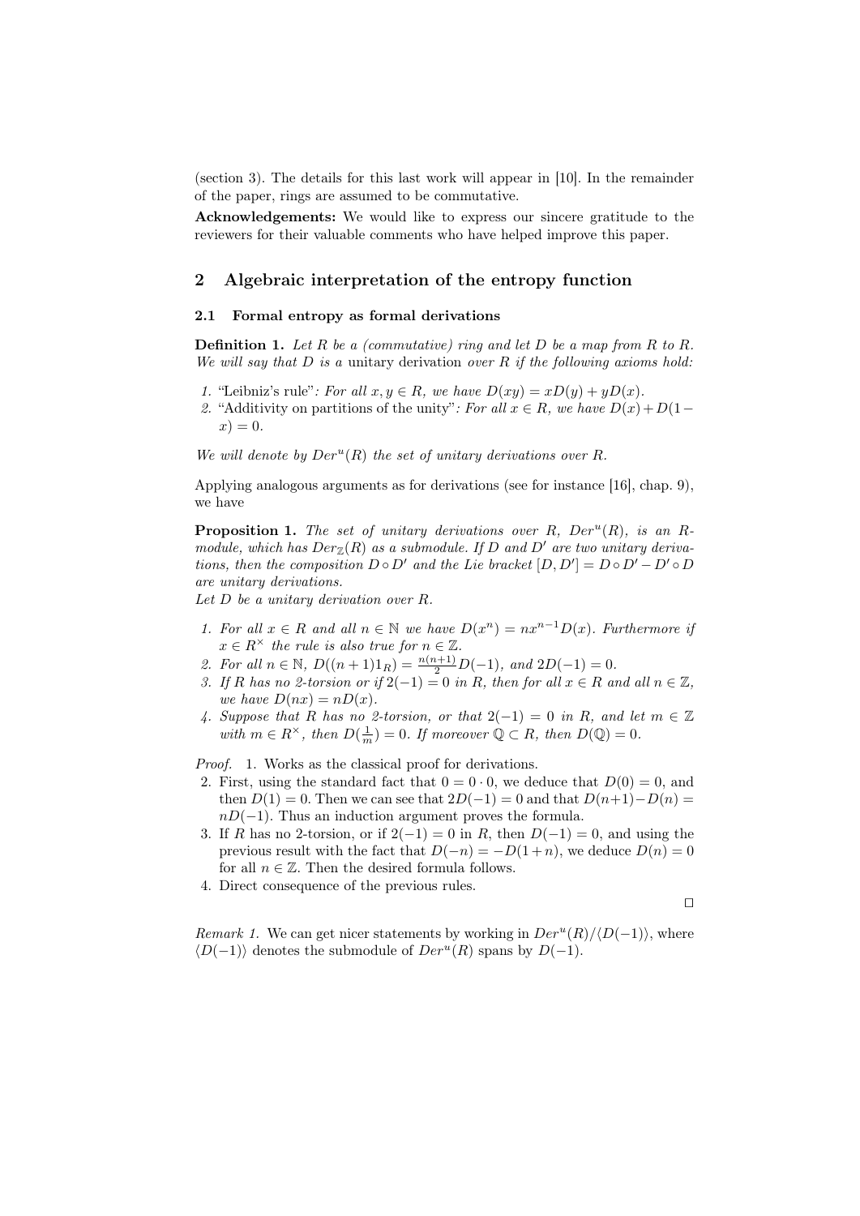(section 3). The details for this last work will appear in [10]. In the remainder of the paper, rings are assumed to be commutative.

**Acknowledgements:** We would like to express our sincere gratitude to the reviewers for their valuable comments who have helped improve this paper.

## 2 Algebraic interpretation of the entropy function

### 2.1 Formal entropy as formal derivations

**Definition 1.** *Let $R$ be a (commutative) ring and let $D$ be a map from $R$ to $R$. We will say that $D$ is a* unitary derivation *over $R$ if the following axioms hold:*

1. "Leibniz's rule"*: For all $x, y \in R$, we have $D(xy) = xD(y) + yD(x)$.*
2. "Additivity on partitions of the unity"*: For all $x \in R$, we have $D(x) + D(1-x) = 0$.*

*We will denote by $Der^u(R)$ the set of unitary derivations over $R$.*

Applying analogous arguments as for derivations (see for instance [16], chap. 9), we have

**Proposition 1.** *The set of unitary derivations over $R$, $Der^u(R)$, is an $R$-module, which has $Der_{\mathbb{Z}}(R)$ as a submodule. If $D$ and $D'$ are two unitary derivations, then the composition $D \circ D'$ and the Lie bracket $[D, D'] = D \circ D' - D' \circ D$ are unitary derivations.*
*Let $D$ be a unitary derivation over $R$.*

1. *For all $x \in R$ and all $n \in \mathbb{N}$ we have $D(x^n) = nx^{n-1}D(x)$. Furthermore if $x \in R^\times$ the rule is also true for $n \in \mathbb{Z}$.*
2. *For all $n \in \mathbb{N}$, $D((n+1)1_R) = \frac{n(n+1)}{2}D(-1)$, and $2D(-1) = 0$.*
3. *If $R$ has no 2-torsion or if $2(-1) = 0$ in $R$, then for all $x \in R$ and all $n \in \mathbb{Z}$, we have $D(nx) = nD(x)$.*
4. *Suppose that $R$ has no 2-torsion, or that $2(-1) = 0$ in $R$, and let $m \in \mathbb{Z}$ with $m \in R^\times$, then $D(\frac{1}{m}) = 0$. If moreover $\mathbb{Q} \subset R$, then $D(\mathbb{Q}) = 0$.*

*Proof.*
1. Works as the classical proof for derivations.
2. First, using the standard fact that $0 = 0 \cdot 0$, we deduce that $D(0) = 0$, and then $D(1) = 0$. Then we can see that $2D(-1) = 0$ and that $D(n+1) - D(n) = nD(-1)$. Thus an induction argument proves the formula.
3. If $R$ has no 2-torsion, or if $2(-1) = 0$ in $R$, then $D(-1) = 0$, and using the previous result with the fact that $D(-n) = -D(1+n)$, we deduce $D(n) = 0$ for all $n \in \mathbb{Z}$. Then the desired formula follows.
4. Direct consequence of the previous rules.

□

*Remark 1.* We can get nicer statements by working in $Der^u(R)/\langle D(-1)\rangle$, where $\langle D(-1)\rangle$ denotes the submodule of $Der^u(R)$ spans by $D(-1)$.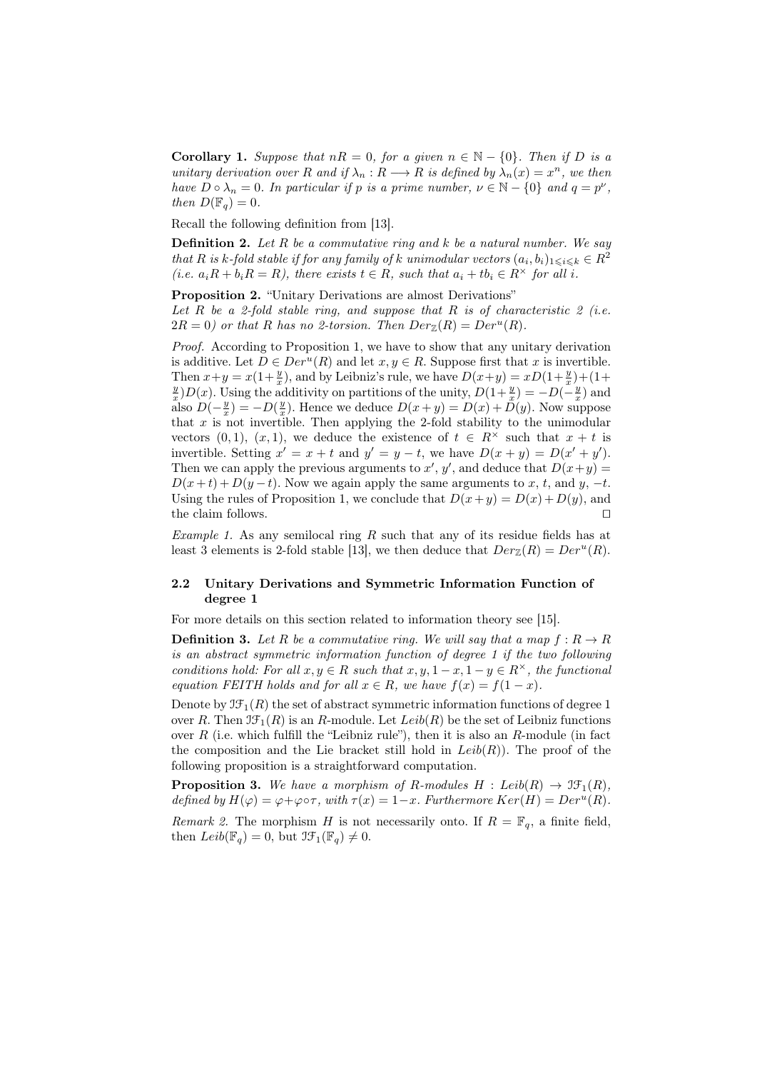**Corollary 1.** *Suppose that $nR = 0$, for a given $n \in \mathbb{N} - \{0\}$. Then if $D$ is a unitary derivation over $R$ and if $\lambda_n : R \longrightarrow R$ is defined by $\lambda_n(x) = x^n$, we then have $D \circ \lambda_n = 0$. In particular if $p$ is a prime number, $\nu \in \mathbb{N} - \{0\}$ and $q = p^\nu$, then $D(\mathbb{F}_q) = 0$.*

Recall the following definition from [13].

**Definition 2.** *Let $R$ be a commutative ring and $k$ be a natural number. We say that $R$ is $k$-fold stable if for any family of $k$ unimodular vectors $(a_i, b_i)_{1 \leqslant i \leqslant k} \in R^2$ (i.e. $a_i R + b_i R = R$), there exists $t \in R$, such that $a_i + tb_i \in R^\times$ for all $i$.*

**Proposition 2.** "Unitary Derivations are almost Derivations"
*Let $R$ be a 2-fold stable ring, and suppose that $R$ is of characteristic 2 (i.e. $2R = 0$) or that $R$ has no 2-torsion. Then $Der_{\mathbb{Z}}(R) = Der^u(R)$.*

*Proof.* According to Proposition 1, we have to show that any unitary derivation is additive. Let $D \in Der^u(R)$ and let $x, y \in R$. Suppose first that $x$ is invertible. Then $x+y = x(1+\frac{y}{x})$, and by Leibniz's rule, we have $D(x+y) = xD(1+\frac{y}{x})+(1+\frac{y}{x})D(x)$. Using the additivity on partitions of the unity, $D(1+\frac{y}{x}) = -D(-\frac{y}{x})$ and also $D(-\frac{y}{x}) = -D(\frac{y}{x})$. Hence we deduce $D(x+y) = D(x)+D(y)$. Now suppose that $x$ is not invertible. Then applying the 2-fold stability to the unimodular vectors $(0, 1)$, $(x, 1)$, we deduce the existence of $t \in R^\times$ such that $x + t$ is invertible. Setting $x' = x + t$ and $y' = y - t$, we have $D(x + y) = D(x' + y')$. Then we can apply the previous arguments to $x'$, $y'$, and deduce that $D(x+y) = D(x+t)+D(y-t)$. Now we again apply the same arguments to $x$, $t$, and $y$, $-t$. Using the rules of Proposition 1, we conclude that $D(x+y) = D(x)+D(y)$, and the claim follows. ⊓⊔

*Example 1.* As any semilocal ring $R$ such that any of its residue fields has at least 3 elements is 2-fold stable [13], we then deduce that $Der_{\mathbb{Z}}(R) = Der^u(R)$.

### 2.2 Unitary Derivations and Symmetric Information Function of degree 1

For more details on this section related to information theory see [15].

**Definition 3.** *Let $R$ be a commutative ring. We will say that a map $f : R \to R$ is an abstract symmetric information function of degree 1 if the two following conditions hold: For all $x, y \in R$ such that $x, y, 1-x, 1-y \in R^\times$, the functional equation FEITH holds and for all $x \in R$, we have $f(x) = f(1 - x)$.*

Denote by $\mathcal{IF}_1(R)$ the set of abstract symmetric information functions of degree 1 over $R$. Then $\mathcal{IF}_1(R)$ is an $R$-module. Let $Leib(R)$ be the set of Leibniz functions over $R$ (i.e. which fulfill the "Leibniz rule"), then it is also an $R$-module (in fact the composition and the Lie bracket still hold in $Leib(R)$). The proof of the following proposition is a straightforward computation.

**Proposition 3.** *We have a morphism of $R$-modules $H : Leib(R) \to \mathcal{IF}_1(R)$, defined by $H(\varphi) = \varphi+\varphi\circ\tau$, with $\tau(x) = 1-x$. Furthermore $Ker(H) = Der^u(R)$.*

*Remark 2.* The morphism $H$ is not necessarily onto. If $R = \mathbb{F}_q$, a finite field, then $Leib(\mathbb{F}_q) = 0$, but $\mathcal{IF}_1(\mathbb{F}_q) \neq 0$.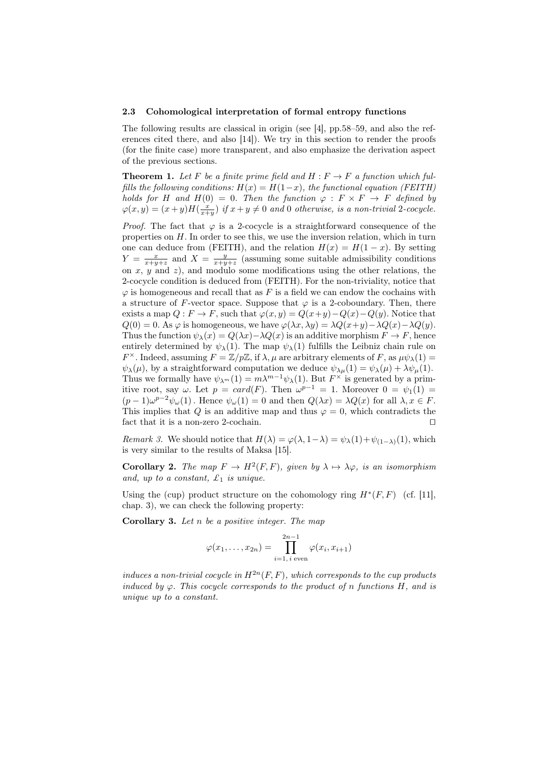### 2.3 Cohomological interpretation of formal entropy functions

The following results are classical in origin (see [4], pp.58–59, and also the references cited there, and also [14]). We try in this section to render the proofs (for the finite case) more transparent, and also emphasize the derivation aspect of the previous sections.

**Theorem 1.** *Let $F$ be a finite prime field and $H : F \to F$ a function which fulfills the following conditions: $H(x) = H(1-x)$, the functional equation (FEITH) holds for $H$ and $H(0) = 0$. Then the function $\varphi : F \times F \to F$ defined by $\varphi(x, y) = (x+y)H(\frac{x}{x+y})$ if $x + y \neq 0$ and $0$ otherwise, is a non-trivial 2-cocycle.*

*Proof.* The fact that $\varphi$ is a 2-cocycle is a straightforward consequence of the properties on $H$. In order to see this, we use the inversion relation, which in turn one can deduce from (FEITH), and the relation $H(x) = H(1 - x)$. By setting $Y = \frac{x}{x+y+z}$ and $X = \frac{y}{x+y+z}$ (assuming some suitable admissibility conditions on $x$, $y$ and $z$), and modulo some modifications using the other relations, the 2-cocycle condition is deduced from (FEITH). For the non-triviality, notice that $\varphi$ is homogeneous and recall that as $F$ is a field we can endow the cochains with a structure of $F$-vector space. Suppose that $\varphi$ is a 2-coboundary. Then, there exists a map $Q : F \to F$, such that $\varphi(x, y) = Q(x+y) - Q(x) - Q(y)$. Notice that $Q(0) = 0$. As $\varphi$ is homogeneous, we have $\varphi(\lambda x, \lambda y) = \lambda Q(x+y) - \lambda Q(x) - \lambda Q(y)$. Thus the function $\psi_\lambda(x) = Q(\lambda x) - \lambda Q(x)$ is an additive morphism $F \to F$, hence entirely determined by $\psi_\lambda(1)$. The map $\psi_\lambda(1)$ fulfills the Leibniz chain rule on $F^\times$. Indeed, assuming $F = \mathbb{Z}/p\mathbb{Z}$, if $\lambda, \mu$ are arbitrary elements of $F$, as $\mu\psi_\lambda(1) = \psi_\lambda(\mu)$, by a straightforward computation we deduce $\psi_{\lambda\mu}(1) = \psi_\lambda(\mu) + \lambda\psi_\mu(1)$. Thus we formally have $\psi_{\lambda^m}(1) = m\lambda^{m-1}\psi_\lambda(1)$. But $F^\times$ is generated by a primitive root, say $\omega$. Let $p = card(F)$. Then $\omega^{p-1} = 1$. Moreover $0 = \psi_1(1) = (p-1)\omega^{p-2}\psi_\omega(1)$. Hence $\psi_\omega(1) = 0$ and then $Q(\lambda x) = \lambda Q(x)$ for all $\lambda, x \in F$. This implies that $Q$ is an additive map and thus $\varphi = 0$, which contradicts the fact that it is a non-zero 2-cochain. □

*Remark 3.* We should notice that $H(\lambda) = \varphi(\lambda, 1-\lambda) = \psi_\lambda(1) + \psi_{(1-\lambda)}(1)$, which is very similar to the results of Maksa [15].

**Corollary 2.** *The map $F \to H^2(F, F)$, given by $\lambda \mapsto \lambda\varphi$, is an isomorphism and, up to a constant, $\pounds_1$ is unique.*

Using the (cup) product structure on the cohomology ring $H^*(F, F)$ (cf. [11], chap. 3), we can check the following property:

**Corollary 3.** *Let $n$ be a positive integer. The map*

$$\varphi(x_1, \ldots, x_{2n}) = \prod_{i=1,\, i \text{ even}}^{2n-1} \varphi(x_i, x_{i+1})$$

*induces a non-trivial cocycle in $H^{2n}(F, F)$, which corresponds to the cup products induced by $\varphi$. This cocycle corresponds to the product of $n$ functions $H$, and is unique up to a constant.*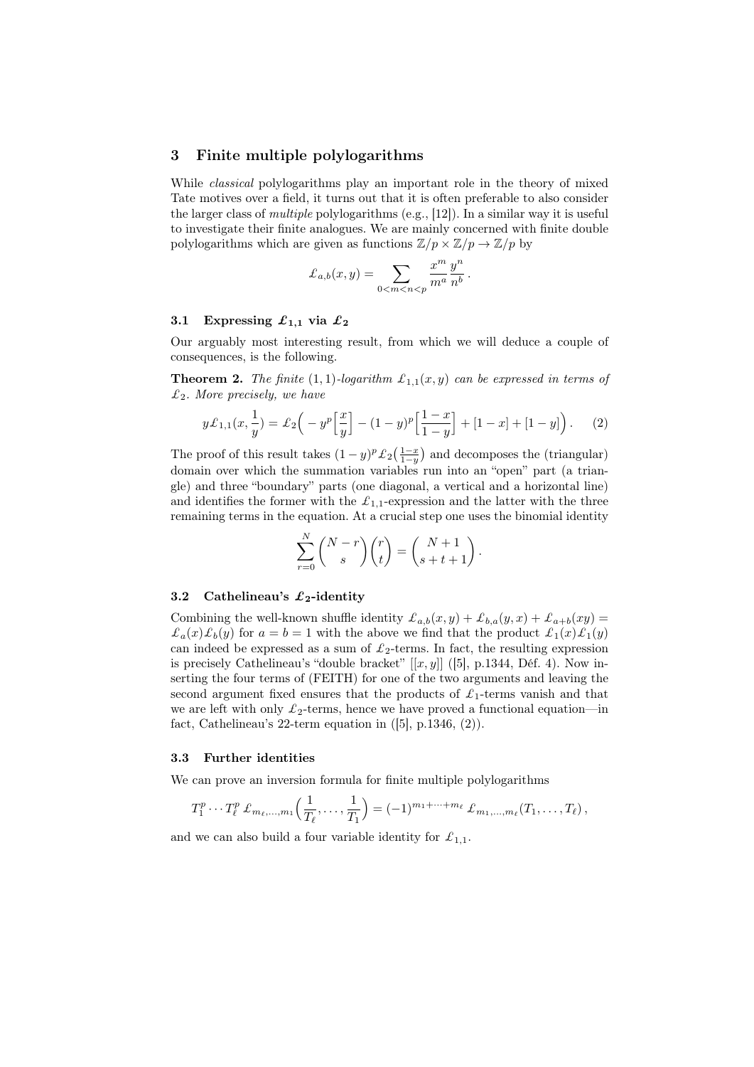## 3 Finite multiple polylogarithms

While *classical* polylogarithms play an important role in the theory of mixed Tate motives over a field, it turns out that it is often preferable to also consider the larger class of *multiple* polylogarithms (e.g., [12]). In a similar way it is useful to investigate their finite analogues. We are mainly concerned with finite double polylogarithms which are given as functions $\mathbb{Z}/p \times \mathbb{Z}/p \to \mathbb{Z}/p$ by

$$\pounds_{a,b}(x,y) = \sum_{0<m<n<p} \frac{x^m}{m^a} \frac{y^n}{n^b}.$$

### 3.1 Expressing $\pounds_{1,1}$ via $\pounds_2$

Our arguably most interesting result, from which we will deduce a couple of consequences, is the following.

**Theorem 2.** *The finite $(1,1)$-logarithm $\pounds_{1,1}(x,y)$ can be expressed in terms of $\pounds_2$. More precisely, we have*

$$y\pounds_{1,1}(x,\frac{1}{y}) = \pounds_2\Big(-y^p\Big[\frac{x}{y}\Big] - (1-y)^p\Big[\frac{1-x}{1-y}\Big] + [1-x] + [1-y]\Big). \qquad (2)$$

The proof of this result takes $(1-y)^p \pounds_2\big(\frac{1-x}{1-y}\big)$ and decomposes the (triangular) domain over which the summation variables run into an "open" part (a triangle) and three "boundary" parts (one diagonal, a vertical and a horizontal line) and identifies the former with the $\pounds_{1,1}$-expression and the latter with the three remaining terms in the equation. At a crucial step one uses the binomial identity

$$\sum_{r=0}^{N} \binom{N-r}{s}\binom{r}{t} = \binom{N+1}{s+t+1}.$$

### 3.2 Cathelineau's $\pounds_2$-identity

Combining the well-known shuffle identity $\pounds_{a,b}(x,y) + \pounds_{b,a}(y,x) + \pounds_{a+b}(xy) = \pounds_a(x)\pounds_b(y)$ for $a=b=1$ with the above we find that the product $\pounds_1(x)\pounds_1(y)$ can indeed be expressed as a sum of $\pounds_2$-terms. In fact, the resulting expression is precisely Cathelineau's "double bracket" $[[x,y]]$ ([5], p.1344, Déf. 4). Now inserting the four terms of (FEITH) for one of the two arguments and leaving the second argument fixed ensures that the products of $\pounds_1$-terms vanish and that we are left with only $\pounds_2$-terms, hence we have proved a functional equation—in fact, Cathelineau's 22-term equation in ([5], p.1346, (2)).

### 3.3 Further identities

We can prove an inversion formula for finite multiple polylogarithms

$$T_1^p \cdots T_\ell^p \, \pounds_{m_\ell,\ldots,m_1}\Big(\frac{1}{T_\ell},\ldots,\frac{1}{T_1}\Big) = (-1)^{m_1+\cdots+m_\ell}\, \pounds_{m_1,\ldots,m_\ell}(T_1,\ldots,T_\ell),$$

and we can also build a four variable identity for $\pounds_{1,1}$.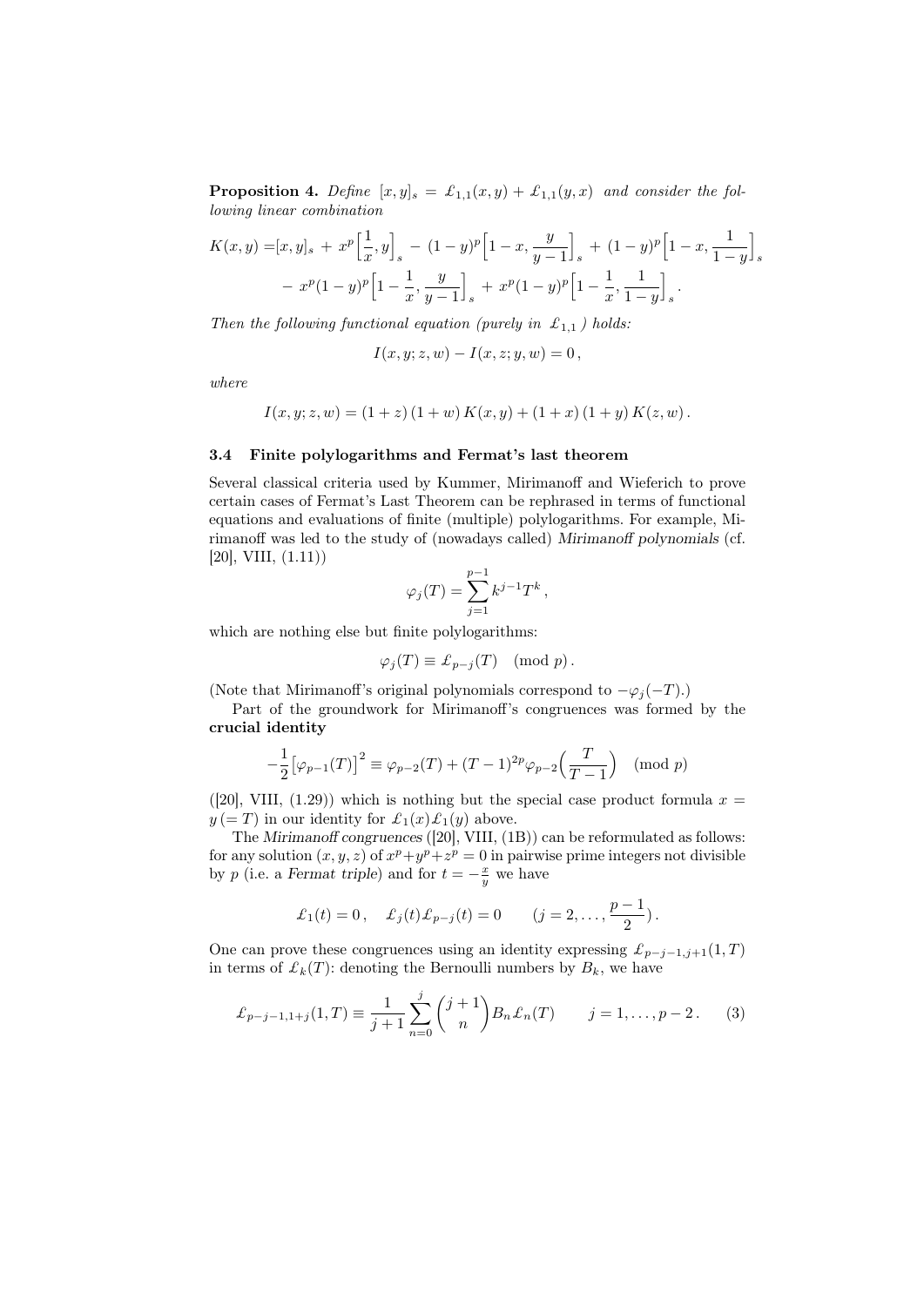**Proposition 4.** *Define* $[x,y]_s = \pounds_{1,1}(x,y) + \pounds_{1,1}(y,x)$ *and consider the following linear combination*

$$K(x,y) = [x,y]_s + x^p\Big[\frac{1}{x}, y\Big]_s - (1-y)^p\Big[1-x, \frac{y}{y-1}\Big]_s + (1-y)^p\Big[1-x, \frac{1}{1-y}\Big]_s$$
$$- x^p(1-y)^p\Big[1-\frac{1}{x}, \frac{y}{y-1}\Big]_s + x^p(1-y)^p\Big[1-\frac{1}{x}, \frac{1}{1-y}\Big]_s .$$

*Then the following functional equation (purely in* $\pounds_{1,1}$ *) holds:*

$$I(x,y;z,w) - I(x,z;y,w) = 0\,,$$

*where*

$$I(x,y;z,w) = (1+z)\,(1+w)\,K(x,y) + (1+x)\,(1+y)\,K(z,w)\,.$$

### 3.4 Finite polylogarithms and Fermat's last theorem

Several classical criteria used by Kummer, Mirimanoff and Wieferich to prove certain cases of Fermat's Last Theorem can be rephrased in terms of functional equations and evaluations of finite (multiple) polylogarithms. For example, Mirimanoff was led to the study of (nowadays called) *Mirimanoff polynomials* (cf. [20], VIII, (1.11))

$$\varphi_j(T) = \sum_{j=1}^{p-1} k^{j-1} T^k\,,$$

which are nothing else but finite polylogarithms:

$$\varphi_j(T) \equiv \pounds_{p-j}(T) \pmod p\,.$$

(Note that Mirimanoff's original polynomials correspond to $-\varphi_j(-T)$.)

Part of the groundwork for Mirimanoff's congruences was formed by the **crucial identity**

$$-\frac{1}{2}\big[\varphi_{p-1}(T)\big]^2 \equiv \varphi_{p-2}(T) + (T-1)^{2p}\varphi_{p-2}\Big(\frac{T}{T-1}\Big) \pmod p$$

([20], VIII, (1.29)) which is nothing but the special case product formula $x = y\,(=T)$ in our identity for $\pounds_1(x)\pounds_1(y)$ above.

The *Mirimanoff congruences* ([20], VIII, (1B)) can be reformulated as follows: for any solution $(x,y,z)$ of $x^p + y^p + z^p = 0$ in pairwise prime integers not divisible by $p$ (i.e. a *Fermat triple*) and for $t = -\frac{x}{y}$ we have

$$\pounds_1(t) = 0\,, \quad \pounds_j(t)\pounds_{p-j}(t) = 0 \qquad (j = 2, \ldots, \frac{p-1}{2})\,.$$

One can prove these congruences using an identity expressing $\pounds_{p-j-1,j+1}(1,T)$ in terms of $\pounds_k(T)$: denoting the Bernoulli numbers by $B_k$, we have

$$\pounds_{p-j-1,1+j}(1,T) \equiv \frac{1}{j+1}\sum_{n=0}^{j}\binom{j+1}{n} B_n \pounds_n(T) \qquad j = 1, \ldots, p-2\,. \qquad (3)$$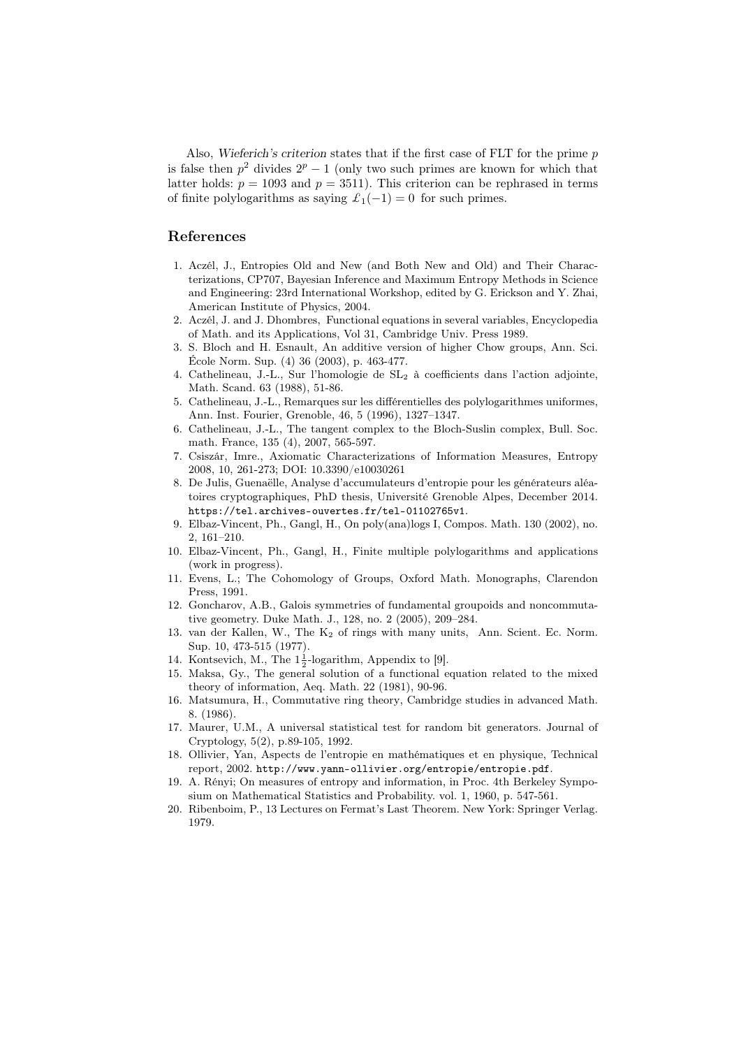Also, *Wieferich's criterion* states that if the first case of FLT for the prime $p$ is false then $p^2$ divides $2^p - 1$ (only two such primes are known for which that latter holds: $p = 1093$ and $p = 3511$). This criterion can be rephrased in terms of finite polylogarithms as saying $\pounds_1(-1) = 0$ for such primes.

## References

1. Aczél, J., Entropies Old and New (and Both New and Old) and Their Characterizations, CP707, Bayesian Inference and Maximum Entropy Methods in Science and Engineering: 23rd International Workshop, edited by G. Erickson and Y. Zhai, American Institute of Physics, 2004.
2. Aczél, J. and J. Dhombres, Functional equations in several variables, Encyclopedia of Math. and its Applications, Vol 31, Cambridge Univ. Press 1989.
3. S. Bloch and H. Esnault, An additive version of higher Chow groups, Ann. Sci. École Norm. Sup. (4) 36 (2003), p. 463-477.
4. Cathelineau, J.-L., Sur l'homologie de $\mathrm{SL}_2$ à coefficients dans l'action adjointe, Math. Scand. 63 (1988), 51-86.
5. Cathelineau, J.-L., Remarques sur les différentielles des polylogarithmes uniformes, Ann. Inst. Fourier, Grenoble, 46, 5 (1996), 1327–1347.
6. Cathelineau, J.-L., The tangent complex to the Bloch-Suslin complex, Bull. Soc. math. France, 135 (4), 2007, 565-597.
7. Csiszár, Imre., Axiomatic Characterizations of Information Measures, Entropy 2008, 10, 261-273; DOI: 10.3390/e10030261
8. De Julis, Guenaëlle, Analyse d'accumulateurs d'entropie pour les générateurs aléatoires cryptographiques, PhD thesis, Université Grenoble Alpes, December 2014. `https://tel.archives-ouvertes.fr/tel-01102765v1`.
9. Elbaz-Vincent, Ph., Gangl, H., On poly(ana)logs I, Compos. Math. 130 (2002), no. 2, 161–210.
10. Elbaz-Vincent, Ph., Gangl, H., Finite multiple polylogarithms and applications (work in progress).
11. Evens, L.; The Cohomology of Groups, Oxford Math. Monographs, Clarendon Press, 1991.
12. Goncharov, A.B., Galois symmetries of fundamental groupoids and noncommutative geometry. Duke Math. J., 128, no. 2 (2005), 209–284.
13. van der Kallen, W., The $\mathrm{K}_2$ of rings with many units, Ann. Scient. Ec. Norm. Sup. 10, 473-515 (1977).
14. Kontsevich, M., The $1\frac{1}{2}$-logarithm, Appendix to [9].
15. Maksa, Gy., The general solution of a functional equation related to the mixed theory of information, Aeq. Math. 22 (1981), 90-96.
16. Matsumura, H., Commutative ring theory, Cambridge studies in advanced Math. 8. (1986).
17. Maurer, U.M., A universal statistical test for random bit generators. Journal of Cryptology, 5(2), p.89-105, 1992.
18. Ollivier, Yan, Aspects de l'entropie en mathématiques et en physique, Technical report, 2002. `http://www.yann-ollivier.org/entropie/entropie.pdf`.
19. A. Rényi; On measures of entropy and information, in Proc. 4th Berkeley Symposium on Mathematical Statistics and Probability. vol. 1, 1960, p. 547-561.
20. Ribenboim, P., 13 Lectures on Fermat's Last Theorem. New York: Springer Verlag. 1979.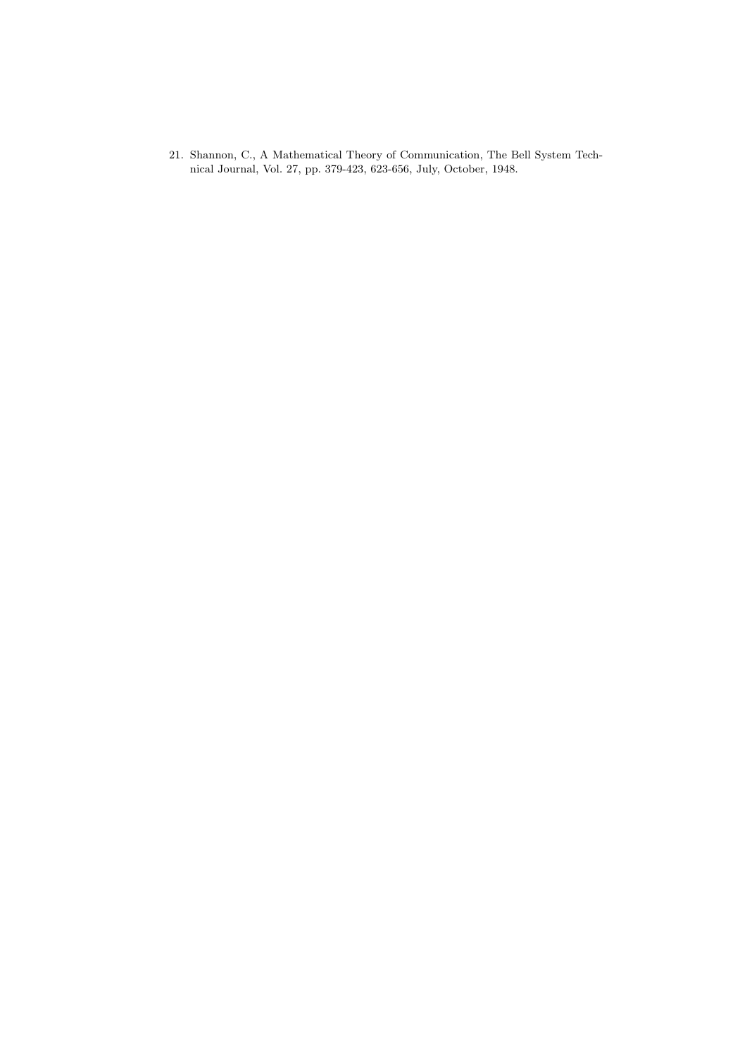21. Shannon, C., A Mathematical Theory of Communication, The Bell System Technical Journal, Vol. 27, pp. 379-423, 623-656, July, October, 1948.